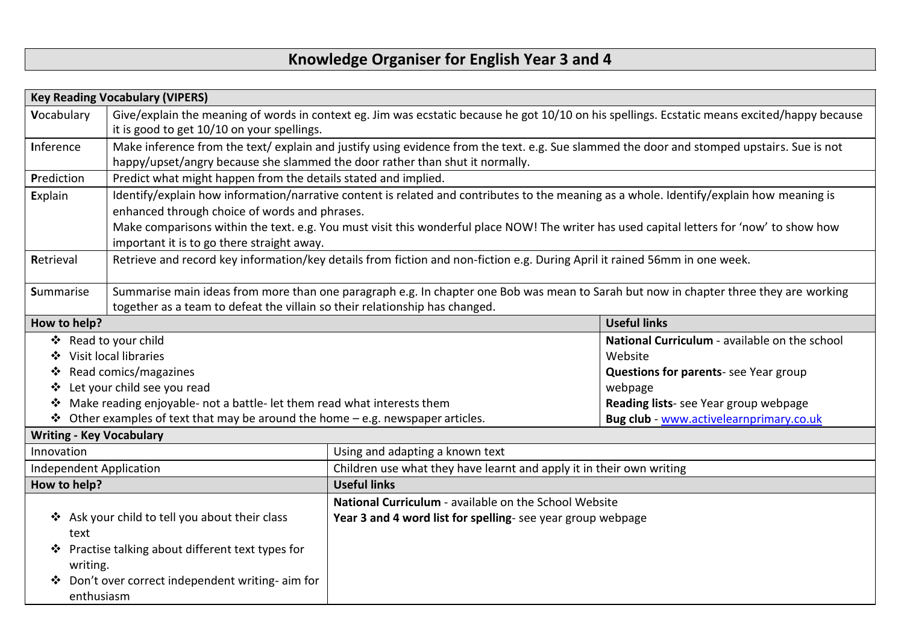# Knowledge Organiser for English Year 3 and 4

| Key Reading Vocabulary (VIPERS) | |
|---|---|
| **V**ocabulary | Give/explain the meaning of words in context eg. Jim was ecstatic because he got 10/10 on his spellings. Ecstatic means excited/happy because it is good to get 10/10 on your spellings. |
| **I**nference | Make inference from the text/ explain and justify using evidence from the text. e.g. Sue slammed the door and stomped upstairs. Sue is not happy/upset/angry because she slammed the door rather than shut it normally. |
| **P**rediction | Predict what might happen from the details stated and implied. |
| **E**xplain | Identify/explain how information/narrative content is related and contributes to the meaning as a whole. Identify/explain how meaning is enhanced through choice of words and phrases.<br>Make comparisons within the text. e.g. You must visit this wonderful place NOW! The writer has used capital letters for 'now' to show how important it is to go there straight away. |
| **R**etrieval | Retrieve and record key information/key details from fiction and non-fiction e.g. During April it rained 56mm in one week. |
| **S**ummarise | Summarise main ideas from more than one paragraph e.g. In chapter one Bob was mean to Sarah but now in chapter three they are working together as a team to defeat the villain so their relationship has changed. |

| How to help? | Useful links |
|---|---|
| ❖ Read to your child<br>❖ Visit local libraries<br>❖ Read comics/magazines<br>❖ Let your child see you read<br>❖ Make reading enjoyable- not a battle- let them read what interests them<br>❖ Other examples of text that may be around the home – e.g. newspaper articles. | **National Curriculum** - available on the school Website<br>**Questions for parents**- see Year group webpage<br>**Reading lists**- see Year group webpage<br>**Bug club** - www.activelearnprimary.co.uk |

| Writing - Key Vocabulary | |
|---|---|
| Innovation | Using and adapting a known text |
| Independent Application | Children use what they have learnt and apply it in their own writing |
| **How to help?** | **Useful links** |
| ❖ Ask your child to tell you about their class text<br>❖ Practise talking about different text types for writing.<br>❖ Don't over correct independent writing- aim for enthusiasm | **National Curriculum** - available on the School Website<br>**Year 3 and 4 word list for spelling**- see year group webpage |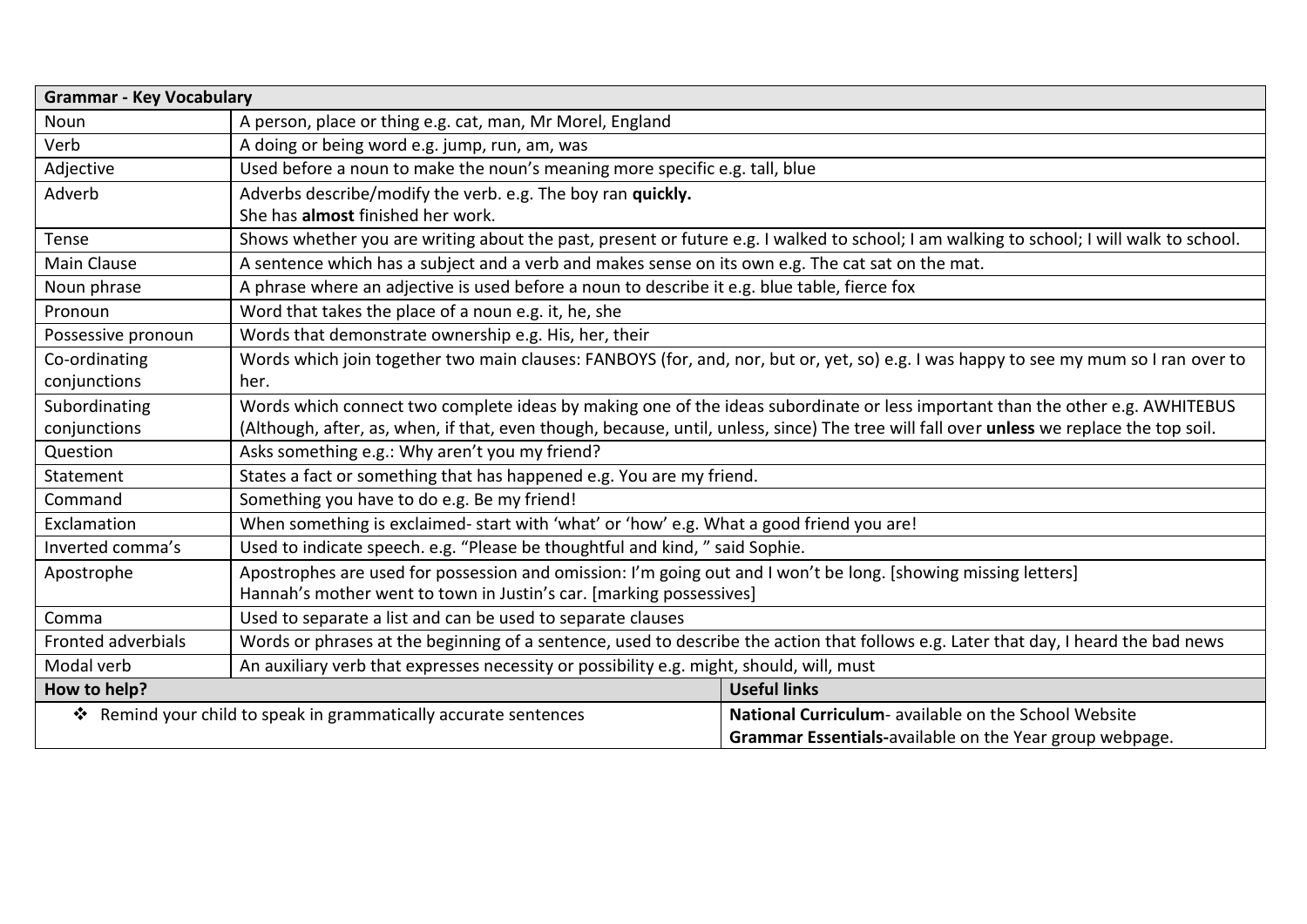| Grammar - Key Vocabulary | |
|---|---|
| Noun | A person, place or thing e.g. cat, man, Mr Morel, England |
| Verb | A doing or being word e.g. jump, run, am, was |
| Adjective | Used before a noun to make the noun's meaning more specific e.g. tall, blue |
| Adverb | Adverbs describe/modify the verb. e.g. The boy ran **quickly.**<br>She has **almost** finished her work. |
| Tense | Shows whether you are writing about the past, present or future e.g. I walked to school; I am walking to school; I will walk to school. |
| Main Clause | A sentence which has a subject and a verb and makes sense on its own e.g. The cat sat on the mat. |
| Noun phrase | A phrase where an adjective is used before a noun to describe it e.g. blue table, fierce fox |
| Pronoun | Word that takes the place of a noun e.g. it, he, she |
| Possessive pronoun | Words that demonstrate ownership e.g. His, her, their |
| Co-ordinating conjunctions | Words which join together two main clauses: FANBOYS (for, and, nor, but or, yet, so) e.g. I was happy to see my mum so I ran over to her. |
| Subordinating conjunctions | Words which connect two complete ideas by making one of the ideas subordinate or less important than the other e.g. AWHITEBUS (Although, after, as, when, if that, even though, because, until, unless, since) The tree will fall over **unless** we replace the top soil. |
| Question | Asks something e.g.: Why aren't you my friend? |
| Statement | States a fact or something that has happened e.g. You are my friend. |
| Command | Something you have to do e.g. Be my friend! |
| Exclamation | When something is exclaimed- start with 'what' or 'how' e.g. What a good friend you are! |
| Inverted comma's | Used to indicate speech. e.g. "Please be thoughtful and kind, " said Sophie. |
| Apostrophe | Apostrophes are used for possession and omission: I'm going out and I won't be long. [showing missing letters]<br>Hannah's mother went to town in Justin's car. [marking possessives] |
| Comma | Used to separate a list and can be used to separate clauses |
| Fronted adverbials | Words or phrases at the beginning of a sentence, used to describe the action that follows e.g. Later that day, I heard the bad news |
| Modal verb | An auxiliary verb that expresses necessity or possibility e.g. might, should, will, must |

| How to help? | Useful links |
|---|---|
| ❖ Remind your child to speak in grammatically accurate sentences | **National Curriculum**- available on the School Website<br>**Grammar Essentials-**available on the Year group webpage. |